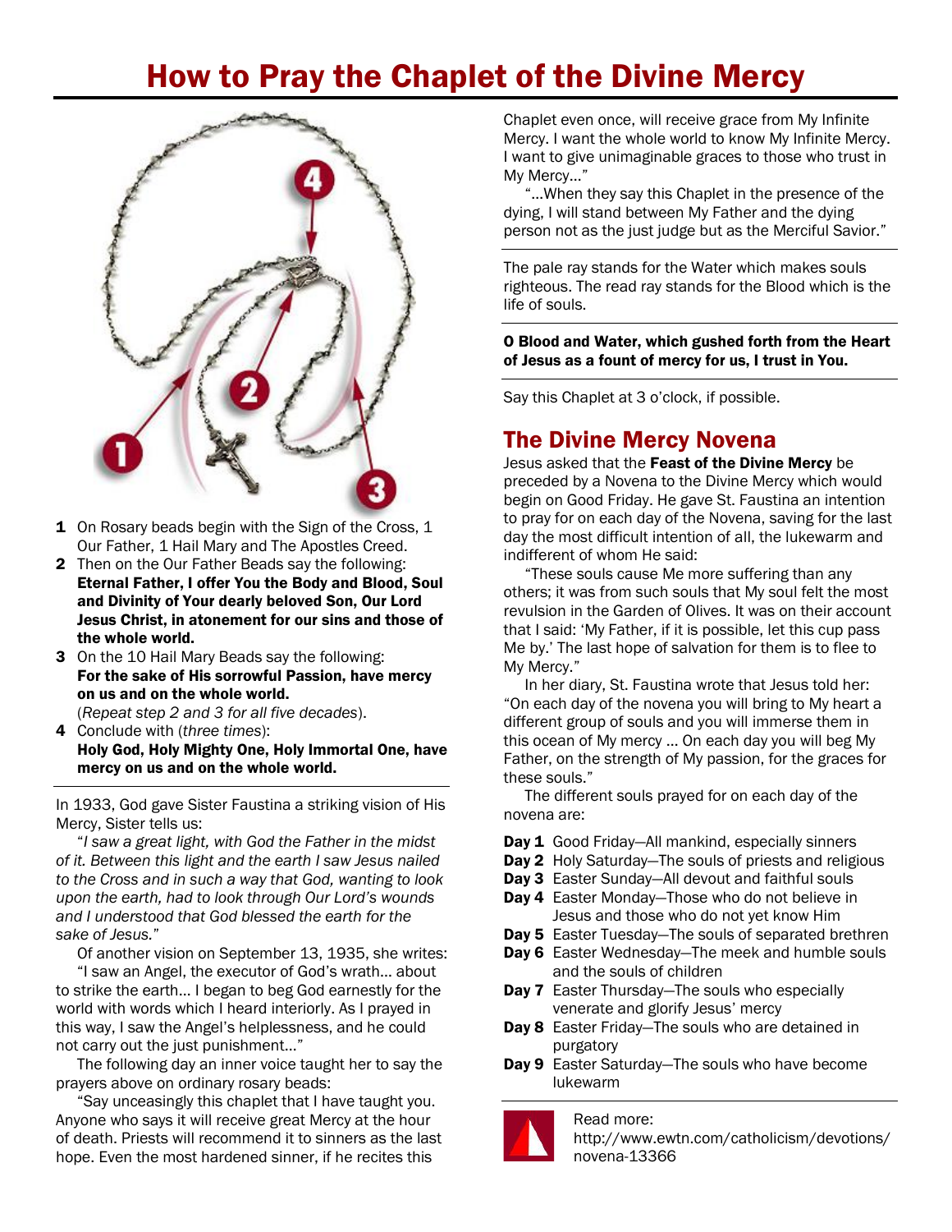# How to Pray the Chaplet of the Divine Mercy

1. On Rosary beads begin with the Sign of the Cross, 1 Our Father, 1 Hail Mary and The Apostles Creed.
2. Then on the Our Father Beads say the following: **Eternal Father, I offer You the Body and Blood, Soul and Divinity of Your dearly beloved Son, Our Lord Jesus Christ, in atonement for our sins and those of the whole world.**
3. On the 10 Hail Mary Beads say the following: **For the sake of His sorrowful Passion, have mercy on us and on the whole world.**
   (*Repeat step 2 and 3 for all five decades*).
4. Conclude with (*three times*): **Holy God, Holy Mighty One, Holy Immortal One, have mercy on us and on the whole world.**

---

In 1933, God gave Sister Faustina a striking vision of His Mercy, Sister tells us:

"*I saw a great light, with God the Father in the midst of it. Between this light and the earth I saw Jesus nailed to the Cross and in such a way that God, wanting to look upon the earth, had to look through Our Lord's wounds and I understood that God blessed the earth for the sake of Jesus.*"

Of another vision on September 13, 1935, she writes:

"I saw an Angel, the executor of God's wrath... about to strike the earth... I began to beg God earnestly for the world with words which I heard interiorly. As I prayed in this way, I saw the Angel's helplessness, and he could not carry out the just punishment..."

The following day an inner voice taught her to say the prayers above on ordinary rosary beads:

"Say unceasingly this chaplet that I have taught you. Anyone who says it will receive great Mercy at the hour of death. Priests will recommend it to sinners as the last hope. Even the most hardened sinner, if he recites this Chaplet even once, will receive grace from My Infinite Mercy. I want the whole world to know My Infinite Mercy. I want to give unimaginable graces to those who trust in My Mercy..."

"...When they say this Chaplet in the presence of the dying, I will stand between My Father and the dying person not as the just judge but as the Merciful Savior."

---

The pale ray stands for the Water which makes souls righteous. The read ray stands for the Blood which is the life of souls.

---

**O Blood and Water, which gushed forth from the Heart of Jesus as a fount of mercy for us, I trust in You.**

---

Say this Chaplet at 3 o'clock, if possible.

## The Divine Mercy Novena

Jesus asked that the **Feast of the Divine Mercy** be preceded by a Novena to the Divine Mercy which would begin on Good Friday. He gave St. Faustina an intention to pray for on each day of the Novena, saving for the last day the most difficult intention of all, the lukewarm and indifferent of whom He said:

"These souls cause Me more suffering than any others; it was from such souls that My soul felt the most revulsion in the Garden of Olives. It was on their account that I said: 'My Father, if it is possible, let this cup pass Me by.' The last hope of salvation for them is to flee to My Mercy."

In her diary, St. Faustina wrote that Jesus told her: "On each day of the novena you will bring to My heart a different group of souls and you will immerse them in this ocean of My mercy ... On each day you will beg My Father, on the strength of My passion, for the graces for these souls."

The different souls prayed for on each day of the novena are:

- **Day 1** Good Friday—All mankind, especially sinners
- **Day 2** Holy Saturday—The souls of priests and religious
- **Day 3** Easter Sunday—All devout and faithful souls
- **Day 4** Easter Monday—Those who do not believe in Jesus and those who do not yet know Him
- **Day 5** Easter Tuesday—The souls of separated brethren
- **Day 6** Easter Wednesday—The meek and humble souls and the souls of children
- **Day 7** Easter Thursday—The souls who especially venerate and glorify Jesus' mercy
- **Day 8** Easter Friday—The souls who are detained in purgatory
- **Day 9** Easter Saturday—The souls who have become lukewarm

---

Read more:
http://www.ewtn.com/catholicism/devotions/novena-13366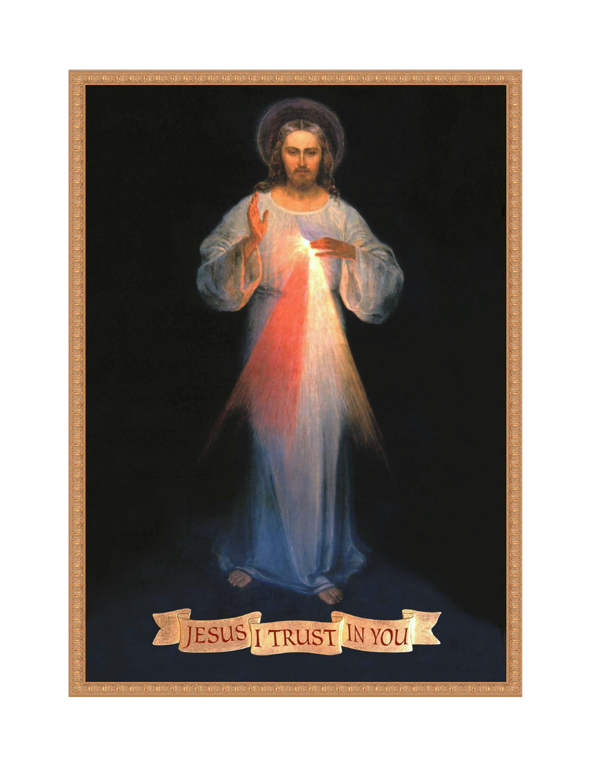JESUS I TRUST IN YOU